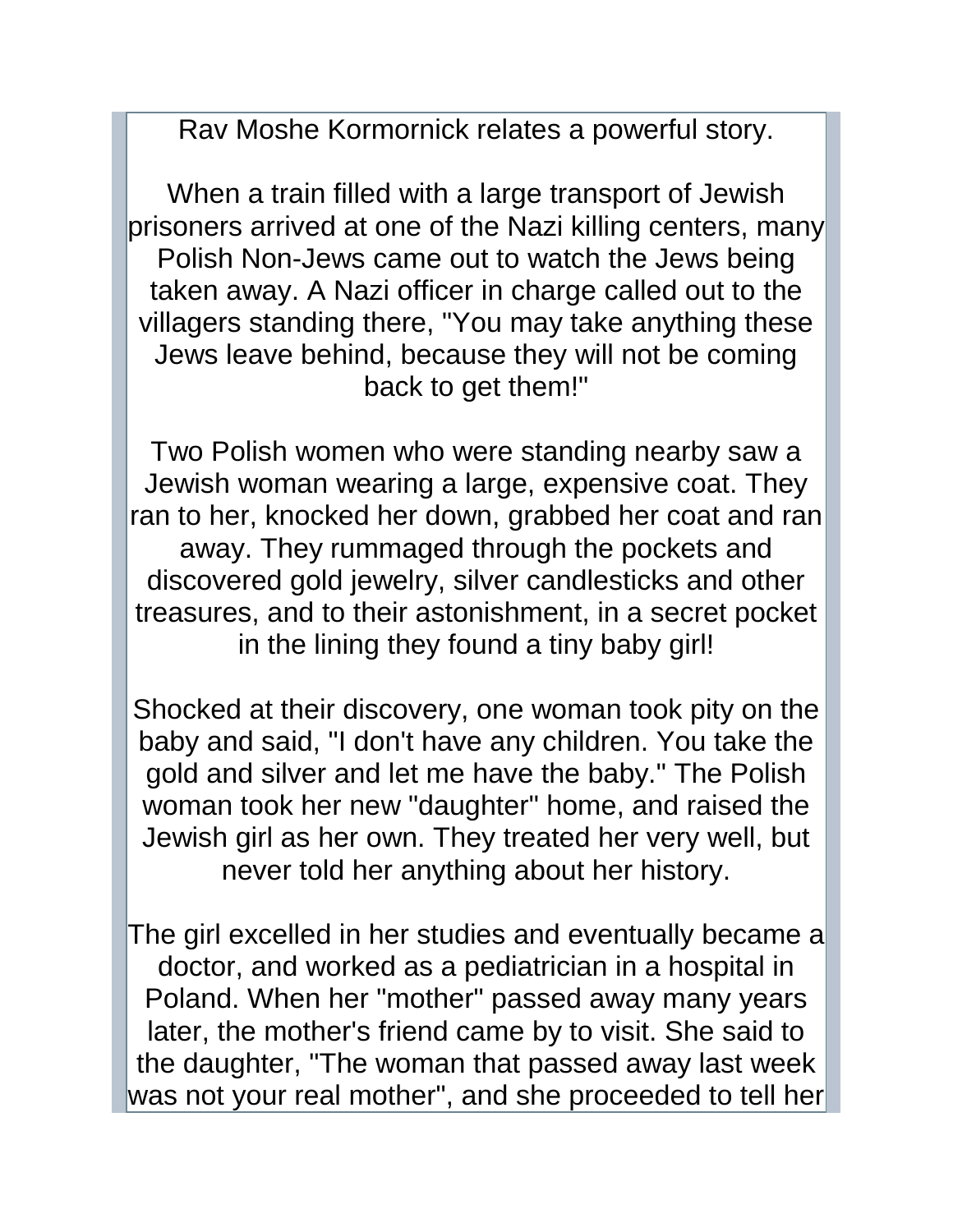Rav Moshe Kormornick relates a powerful story.

When a train filled with a large transport of Jewish prisoners arrived at one of the Nazi killing centers, many Polish Non-Jews came out to watch the Jews being taken away. A Nazi officer in charge called out to the villagers standing there, "You may take anything these Jews leave behind, because they will not be coming back to get them!"

Two Polish women who were standing nearby saw a Jewish woman wearing a large, expensive coat. They ran to her, knocked her down, grabbed her coat and ran away. They rummaged through the pockets and discovered gold jewelry, silver candlesticks and other treasures, and to their astonishment, in a secret pocket in the lining they found a tiny baby girl!

Shocked at their discovery, one woman took pity on the baby and said, "I don't have any children. You take the gold and silver and let me have the baby." The Polish woman took her new "daughter" home, and raised the Jewish girl as her own. They treated her very well, but never told her anything about her history.

The girl excelled in her studies and eventually became a doctor, and worked as a pediatrician in a hospital in Poland. When her "mother" passed away many years later, the mother's friend came by to visit. She said to the daughter, "The woman that passed away last week was not your real mother", and she proceeded to tell her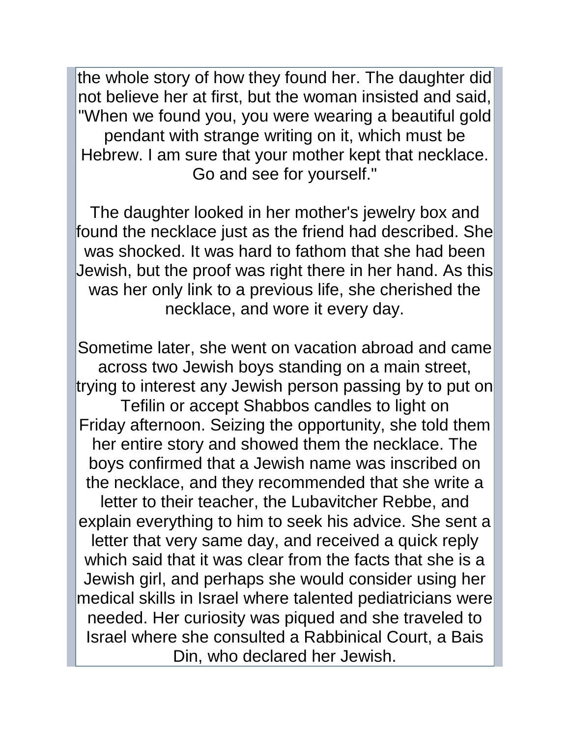the whole story of how they found her. The daughter did not believe her at first, but the woman insisted and said, "When we found you, you were wearing a beautiful gold pendant with strange writing on it, which must be Hebrew. I am sure that your mother kept that necklace. Go and see for yourself."

The daughter looked in her mother's jewelry box and found the necklace just as the friend had described. She was shocked. It was hard to fathom that she had been Jewish, but the proof was right there in her hand. As this was her only link to a previous life, she cherished the necklace, and wore it every day.

Sometime later, she went on vacation abroad and came across two Jewish boys standing on a main street, trying to interest any Jewish person passing by to put on Tefilin or accept Shabbos candles to light on Friday afternoon. Seizing the opportunity, she told them her entire story and showed them the necklace. The boys confirmed that a Jewish name was inscribed on the necklace, and they recommended that she write a letter to their teacher, the Lubavitcher Rebbe, and explain everything to him to seek his advice. She sent a letter that very same day, and received a quick reply which said that it was clear from the facts that she is a Jewish girl, and perhaps she would consider using her medical skills in Israel where talented pediatricians were needed. Her curiosity was piqued and she traveled to Israel where she consulted a Rabbinical Court, a Bais Din, who declared her Jewish.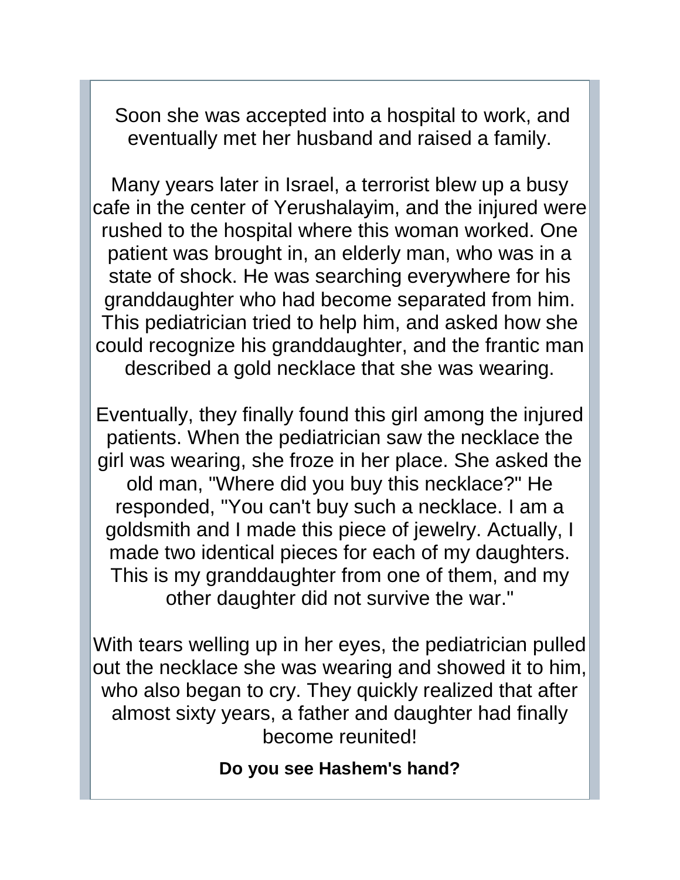Soon she was accepted into a hospital to work, and eventually met her husband and raised a family.

Many years later in Israel, a terrorist blew up a busy cafe in the center of Yerushalayim, and the injured were rushed to the hospital where this woman worked. One patient was brought in, an elderly man, who was in a state of shock. He was searching everywhere for his granddaughter who had become separated from him. This pediatrician tried to help him, and asked how she could recognize his granddaughter, and the frantic man described a gold necklace that she was wearing.

Eventually, they finally found this girl among the injured patients. When the pediatrician saw the necklace the girl was wearing, she froze in her place. She asked the old man, "Where did you buy this necklace?" He responded, "You can't buy such a necklace. I am a goldsmith and I made this piece of jewelry. Actually, I made two identical pieces for each of my daughters. This is my granddaughter from one of them, and my other daughter did not survive the war."

With tears welling up in her eyes, the pediatrician pulled out the necklace she was wearing and showed it to him, who also began to cry. They quickly realized that after almost sixty years, a father and daughter had finally become reunited!

**Do you see Hashem's hand?**